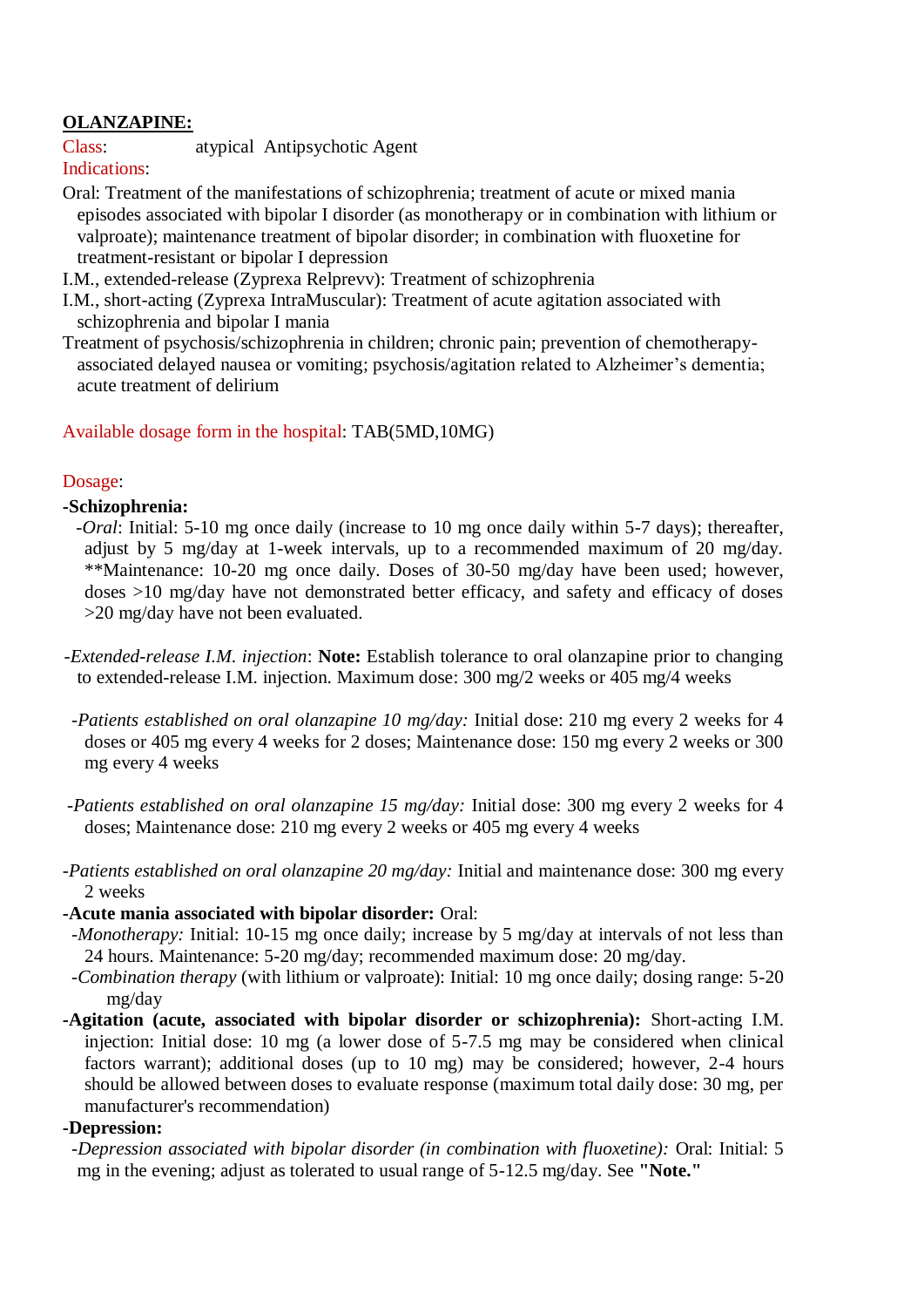**OLANZAPINE:**

Class: atypical Antipsychotic Agent

Indications:

Oral: Treatment of the manifestations of schizophrenia; treatment of acute or mixed mania episodes associated with bipolar I disorder (as monotherapy or in combination with lithium or valproate); maintenance treatment of bipolar disorder; in combination with fluoxetine for treatment-resistant or bipolar I depression

I.M., extended-release (Zyprexa Relprevv): Treatment of schizophrenia

I.M., short-acting (Zyprexa IntraMuscular): Treatment of acute agitation associated with schizophrenia and bipolar I mania

Treatment of psychosis/schizophrenia in children; chronic pain; prevention of chemotherapy-associated delayed nausea or vomiting; psychosis/agitation related to Alzheimer's dementia; acute treatment of delirium

Available dosage form in the hospital: TAB(5MD,10MG)

Dosage:

**-Schizophrenia:**

-*Oral*: Initial: 5-10 mg once daily (increase to 10 mg once daily within 5-7 days); thereafter, adjust by 5 mg/day at 1-week intervals, up to a recommended maximum of 20 mg/day. **Maintenance: 10-20 mg once daily. Doses of 30-50 mg/day have been used; however, doses >10 mg/day have not demonstrated better efficacy, and safety and efficacy of doses >20 mg/day have not been evaluated.

-*Extended-release I.M. injection*: **Note:** Establish tolerance to oral olanzapine prior to changing to extended-release I.M. injection. Maximum dose: 300 mg/2 weeks or 405 mg/4 weeks

-*Patients established on oral olanzapine 10 mg/day:* Initial dose: 210 mg every 2 weeks for 4 doses or 405 mg every 4 weeks for 2 doses; Maintenance dose: 150 mg every 2 weeks or 300 mg every 4 weeks

-*Patients established on oral olanzapine 15 mg/day:* Initial dose: 300 mg every 2 weeks for 4 doses; Maintenance dose: 210 mg every 2 weeks or 405 mg every 4 weeks

-*Patients established on oral olanzapine 20 mg/day:* Initial and maintenance dose: 300 mg every 2 weeks

**-Acute mania associated with bipolar disorder:** Oral:

-*Monotherapy:* Initial: 10-15 mg once daily; increase by 5 mg/day at intervals of not less than 24 hours. Maintenance: 5-20 mg/day; recommended maximum dose: 20 mg/day.

-*Combination therapy* (with lithium or valproate): Initial: 10 mg once daily; dosing range: 5-20 mg/day

**-Agitation (acute, associated with bipolar disorder or schizophrenia):** Short-acting I.M. injection: Initial dose: 10 mg (a lower dose of 5-7.5 mg may be considered when clinical factors warrant); additional doses (up to 10 mg) may be considered; however, 2-4 hours should be allowed between doses to evaluate response (maximum total daily dose: 30 mg, per manufacturer's recommendation)

**-Depression:**

-*Depression associated with bipolar disorder (in combination with fluoxetine):* Oral: Initial: 5 mg in the evening; adjust as tolerated to usual range of 5-12.5 mg/day. See **"Note."**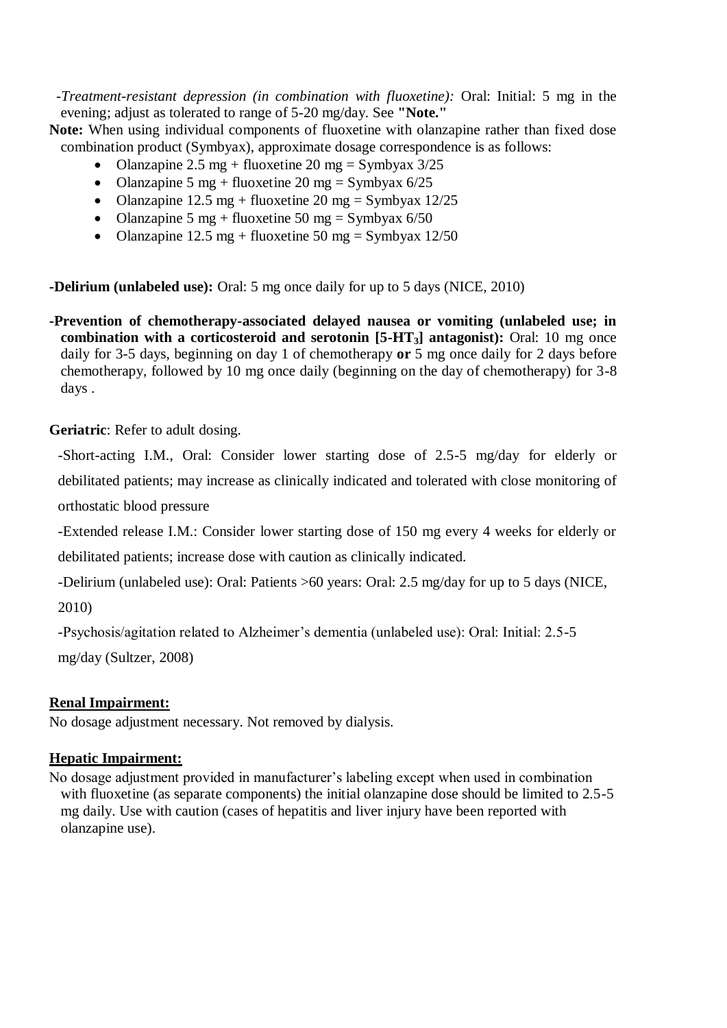-*Treatment-resistant depression (in combination with fluoxetine):* Oral: Initial: 5 mg in the evening; adjust as tolerated to range of 5-20 mg/day. See **"Note."**

**Note:** When using individual components of fluoxetine with olanzapine rather than fixed dose combination product (Symbyax), approximate dosage correspondence is as follows:

- Olanzapine 2.5 mg + fluoxetine 20 mg = Symbyax 3/25
- Olanzapine 5 mg + fluoxetine 20 mg = Symbyax 6/25
- Olanzapine 12.5 mg + fluoxetine 20 mg = Symbyax 12/25
- Olanzapine 5 mg + fluoxetine 50 mg = Symbyax 6/50
- Olanzapine 12.5 mg + fluoxetine 50 mg = Symbyax 12/50

**-Delirium (unlabeled use):** Oral: 5 mg once daily for up to 5 days (NICE, 2010)

**-Prevention of chemotherapy-associated delayed nausea or vomiting (unlabeled use; in combination with a corticosteroid and serotonin [5-$HT_3$] antagonist):** Oral: 10 mg once daily for 3-5 days, beginning on day 1 of chemotherapy **or** 5 mg once daily for 2 days before chemotherapy, followed by 10 mg once daily (beginning on the day of chemotherapy) for 3-8 days .

**Geriatric**: Refer to adult dosing.

-Short-acting I.M., Oral: Consider lower starting dose of 2.5-5 mg/day for elderly or debilitated patients; may increase as clinically indicated and tolerated with close monitoring of orthostatic blood pressure

-Extended release I.M.: Consider lower starting dose of 150 mg every 4 weeks for elderly or debilitated patients; increase dose with caution as clinically indicated.

-Delirium (unlabeled use): Oral: Patients >60 years: Oral: 2.5 mg/day for up to 5 days (NICE, 2010)

-Psychosis/agitation related to Alzheimer's dementia (unlabeled use): Oral: Initial: 2.5-5 mg/day (Sultzer, 2008)

**Renal Impairment:**

No dosage adjustment necessary. Not removed by dialysis.

**Hepatic Impairment:**

No dosage adjustment provided in manufacturer's labeling except when used in combination with fluoxetine (as separate components) the initial olanzapine dose should be limited to 2.5-5 mg daily. Use with caution (cases of hepatitis and liver injury have been reported with olanzapine use).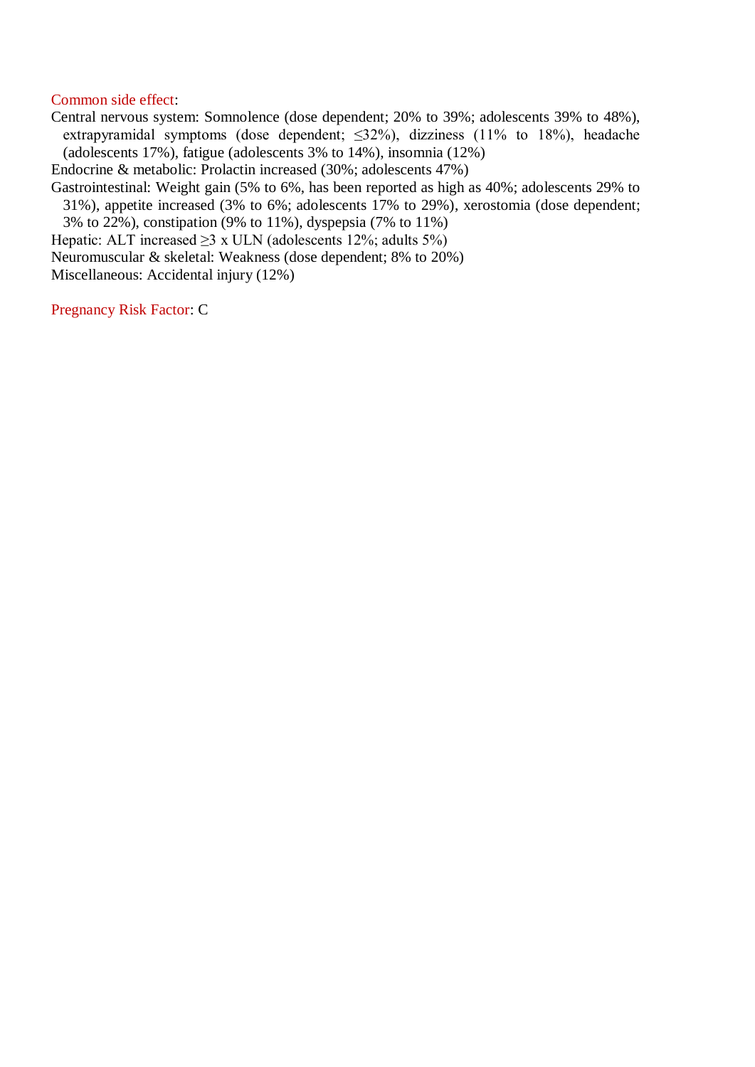**Common side effect**:

Central nervous system: Somnolence (dose dependent; 20% to 39%; adolescents 39% to 48%), extrapyramidal symptoms (dose dependent; ≤32%), dizziness (11% to 18%), headache (adolescents 17%), fatigue (adolescents 3% to 14%), insomnia (12%)

Endocrine & metabolic: Prolactin increased (30%; adolescents 47%)

Gastrointestinal: Weight gain (5% to 6%, has been reported as high as 40%; adolescents 29% to 31%), appetite increased (3% to 6%; adolescents 17% to 29%), xerostomia (dose dependent; 3% to 22%), constipation (9% to 11%), dyspepsia (7% to 11%)

Hepatic: ALT increased ≥3 x ULN (adolescents 12%; adults 5%)

Neuromuscular & skeletal: Weakness (dose dependent; 8% to 20%)

Miscellaneous: Accidental injury (12%)

**Pregnancy Risk Factor**: C